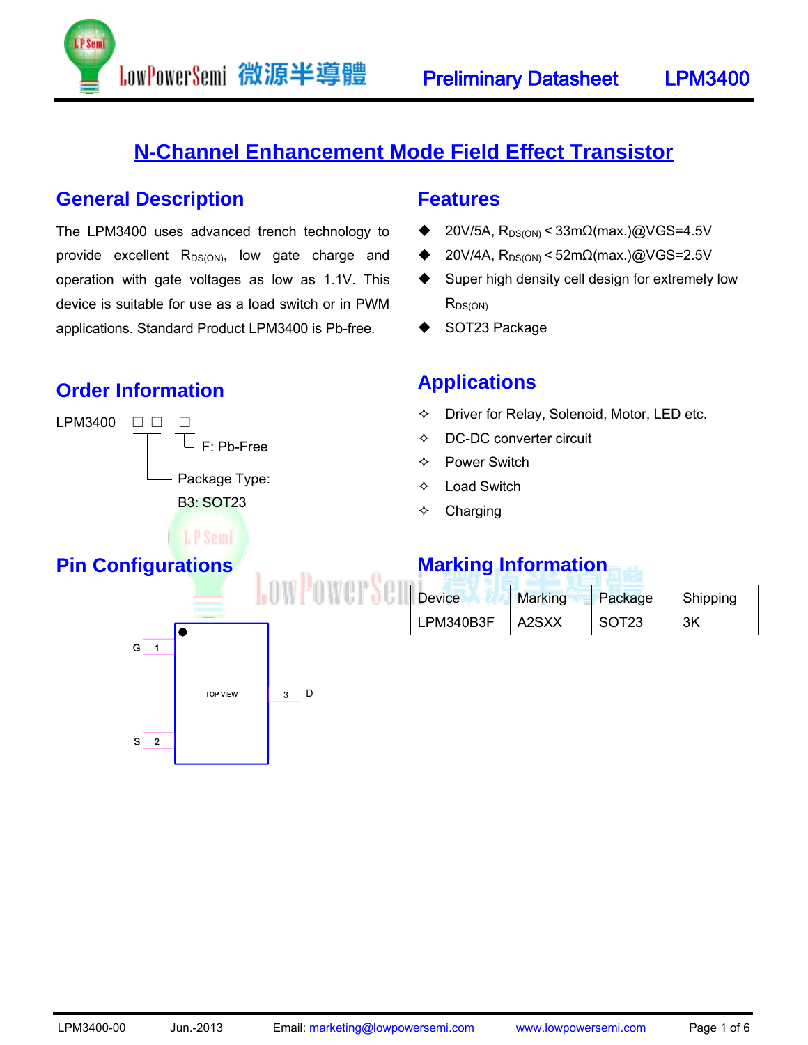# N-Channel Enhancement Mode Field Effect Transistor

## General Description

The LPM3400 uses advanced trench technology to provide excellent $R_{DS(ON)}$, low gate charge and operation with gate voltages as low as 1.1V. This device is suitable for use as a load switch or in PWM applications. Standard Product LPM3400 is Pb-free.

## Features

- 20V/5A, $R_{DS(ON)}$ < 33mΩ(max.)@VGS=4.5V
- 20V/4A, $R_{DS(ON)}$ < 52mΩ(max.)@VGS=2.5V
- Super high density cell design for extremely low $R_{DS(ON)}$
- SOT23 Package

## Order Information

LPM3400 □ □ □

- F: Pb-Free
- Package Type: B3: SOT23

## Applications

- Driver for Relay, Solenoid, Motor, LED etc.
- DC-DC converter circuit
- Power Switch
- Load Switch
- Charging

## Pin Configurations

TOP VIEW

- G: 1
- S: 2
- D: 3

## Marking Information

| Device | Marking | Package | Shipping |
| --- | --- | --- | --- |
| LPM340B3F | A2SXX | SOT23 | 3K |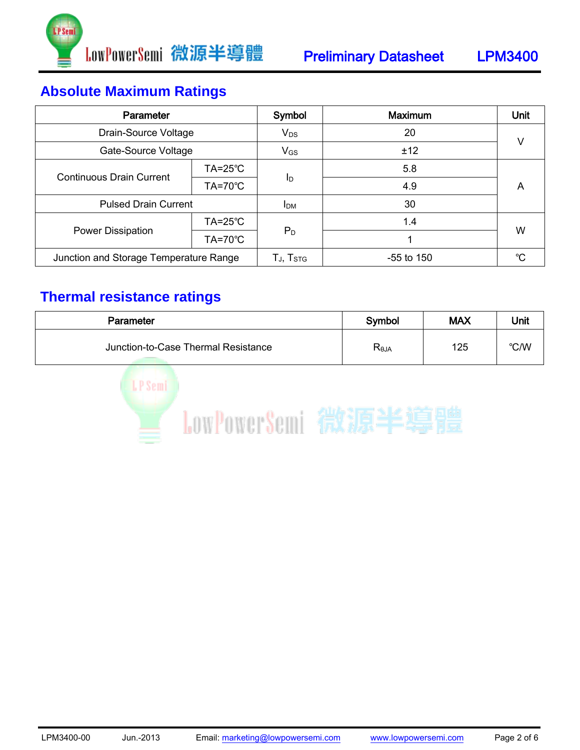## Absolute Maximum Ratings

| Parameter | | Symbol | Maximum | Unit |
|---|---|---|---|---|
| Drain-Source Voltage | | $V_{DS}$ | 20 | V |
| Gate-Source Voltage | | $V_{GS}$ | ±12 | |
| Continuous Drain Current | TA=25℃ | $I_D$ | 5.8 | A |
| | TA=70℃ | | 4.9 | |
| Pulsed Drain Current | | $I_{DM}$ | 30 | |
| Power Dissipation | TA=25℃ | $P_D$ | 1.4 | W |
| | TA=70℃ | | 1 | |
| Junction and Storage Temperature Range | | $T_J$, $T_{STG}$ | -55 to 150 | ℃ |

## Thermal resistance ratings

| Parameter | Symbol | MAX | Unit |
|---|---|---|---|
| Junction-to-Case Thermal Resistance | $R_{\theta JA}$ | 125 | ℃/W |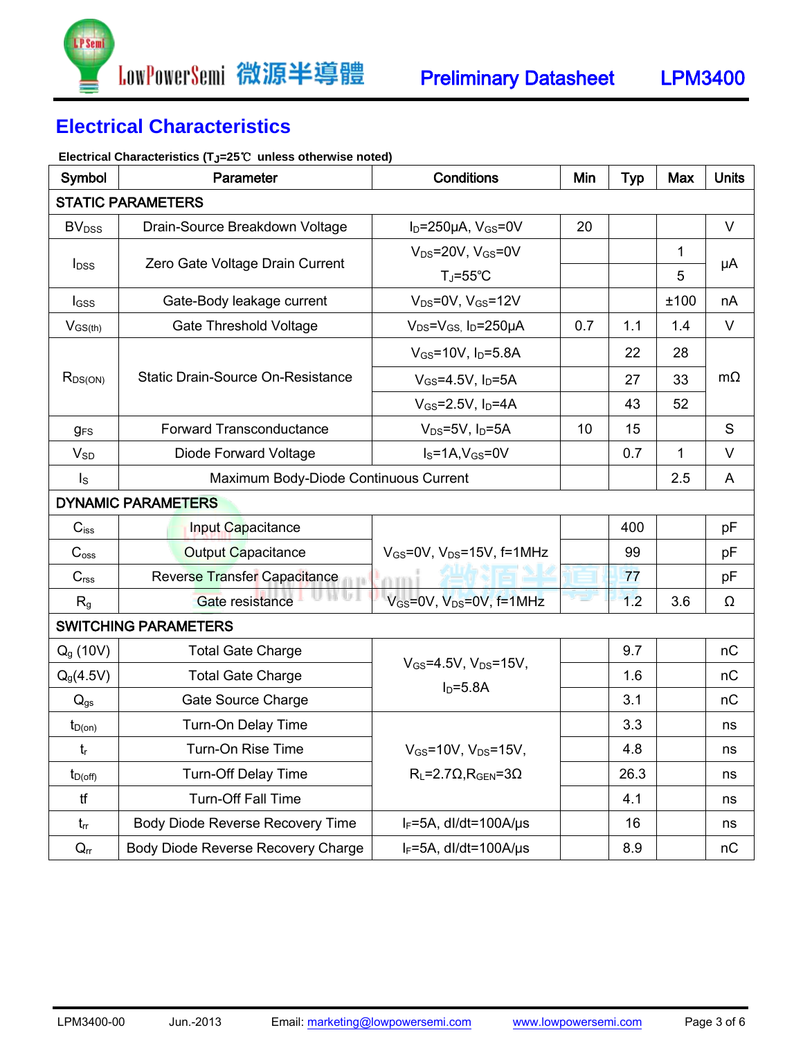## Electrical Characteristics

**Electrical Characteristics ($T_J$=25℃ unless otherwise noted)**

| Symbol | Parameter | Conditions | Min | Typ | Max | Units |
|---|---|---|---|---|---|---|
| **STATIC PARAMETERS** | | | | | | |
| $BV_{DSS}$ | Drain-Source Breakdown Voltage | $I_D$=250μA, $V_{GS}$=0V | 20 | | | V |
| $I_{DSS}$ | Zero Gate Voltage Drain Current | $V_{DS}$=20V, $V_{GS}$=0V | | | 1 | μA |
| | | $T_J$=55℃ | | | 5 | |
| $I_{GSS}$ | Gate-Body leakage current | $V_{DS}$=0V, $V_{GS}$=12V | | | ±100 | nA |
| $V_{GS(th)}$ | Gate Threshold Voltage | $V_{DS}$=$V_{GS}$, $I_D$=250μA | 0.7 | 1.1 | 1.4 | V |
| $R_{DS(ON)}$ | Static Drain-Source On-Resistance | $V_{GS}$=10V, $I_D$=5.8A | | 22 | 28 | mΩ |
| | | $V_{GS}$=4.5V, $I_D$=5A | | 27 | 33 | |
| | | $V_{GS}$=2.5V, $I_D$=4A | | 43 | 52 | |
| $g_{FS}$ | Forward Transconductance | $V_{DS}$=5V, $I_D$=5A | 10 | 15 | | S |
| $V_{SD}$ | Diode Forward Voltage | $I_S$=1A,$V_{GS}$=0V | | 0.7 | 1 | V |
| $I_S$ | Maximum Body-Diode Continuous Current | | | | 2.5 | A |
| **DYNAMIC PARAMETERS** | | | | | | |
| $C_{iss}$ | Input Capacitance | $V_{GS}$=0V, $V_{DS}$=15V, f=1MHz | | 400 | | pF |
| $C_{oss}$ | Output Capacitance | | | 99 | | pF |
| $C_{rss}$ | Reverse Transfer Capacitance | | | 77 | | pF |
| $R_g$ | Gate resistance | $V_{GS}$=0V, $V_{DS}$=0V, f=1MHz | | 1.2 | 3.6 | Ω |
| **SWITCHING PARAMETERS** | | | | | | |
| $Q_g$ (10V) | Total Gate Charge | $V_{GS}$=4.5V, $V_{DS}$=15V, $I_D$=5.8A | | 9.7 | | nC |
| $Q_g$(4.5V) | Total Gate Charge | | | 1.6 | | nC |
| $Q_{gs}$ | Gate Source Charge | | | 3.1 | | nC |
| $t_{D(on)}$ | Turn-On Delay Time | $V_{GS}$=10V, $V_{DS}$=15V, $R_L$=2.7Ω,$R_{GEN}$=3Ω | | 3.3 | | ns |
| $t_r$ | Turn-On Rise Time | | | 4.8 | | ns |
| $t_{D(off)}$ | Turn-Off Delay Time | | | 26.3 | | ns |
| tf | Turn-Off Fall Time | | | 4.1 | | ns |
| $t_{rr}$ | Body Diode Reverse Recovery Time | $I_F$=5A, dI/dt=100A/μs | | 16 | | ns |
| $Q_{rr}$ | Body Diode Reverse Recovery Charge | $I_F$=5A, dI/dt=100A/μs | | 8.9 | | nC |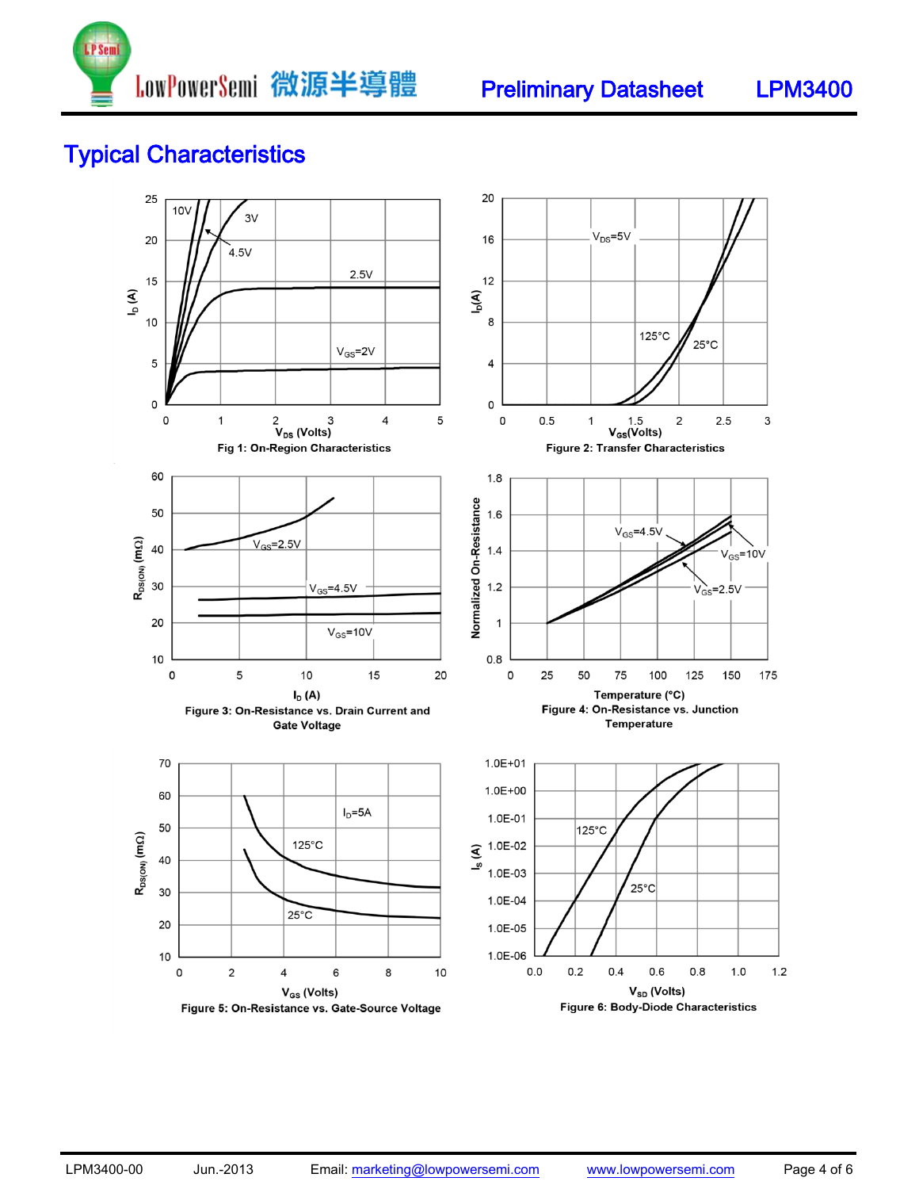## Typical Characteristics

25
20
15
10
5
0
10V
3V
4.5V
2.5V
$V_{GS}$=2V
$I_D$ (A)
0 1 2 3 4 5
$V_{DS}$ (Volts)

Fig 1: On-Region Characteristics

20
16
12
8
4
0
$V_{DS}$=5V
125°C
25°C
$I_D$(A)
0 0.5 1 1.5 2 2.5 3
$V_{GS}$(Volts)

Figure 2: Transfer Characteristics

60
50
40
30
20
10
$V_{GS}$=2.5V
$V_{GS}$=4.5V
$V_{GS}$=10V
$R_{DS(ON)}$ (mΩ)
0 5 10 15 20
$I_D$ (A)

Figure 3: On-Resistance vs. Drain Current and Gate Voltage

1.8
1.6
1.4
1.2
1
0.8
$V_{GS}$=4.5V
$V_{GS}$=10V
$V_{GS}$=2.5V
Normalized On-Resistance
0 25 50 75 100 125 150 175
Temperature (°C)

Figure 4: On-Resistance vs. Junction Temperature

70
60
50
40
30
20
10
$I_D$=5A
125°C
25°C
$R_{DS(ON)}$ (mΩ)
0 2 4 6 8 10
$V_{GS}$ (Volts)

Figure 5: On-Resistance vs. Gate-Source Voltage

1.0E+01
1.0E+00
1.0E-01
1.0E-02
1.0E-03
1.0E-04
1.0E-05
1.0E-06
125°C
25°C
$I_S$ (A)
0.0 0.2 0.4 0.6 0.8 1.0 1.2
$V_{SD}$ (Volts)

Figure 6: Body-Diode Characteristics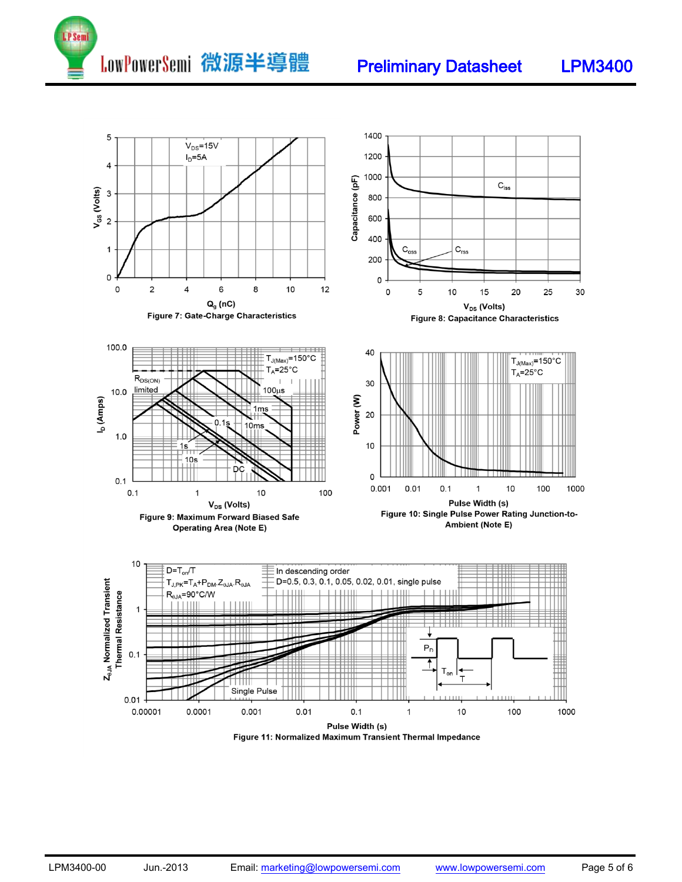$V_{DS}$=15V
$I_D$=5A

$V_{GS}$ (Volts)

$Q_g$ (nC)

0 2 4 6 8 10 12

0 1 2 3 4 5

Figure 7: Gate-Charge Characteristics

Capacitance (pF)

$C_{iss}$

$C_{oss}$

$C_{rss}$

0 200 400 600 800 1000 1200 1400

0 5 10 15 20 25 30

$V_{DS}$ (Volts)

Figure 8: Capacitance Characteristics

$T_{J(Max)}$=150°C
$T_A$=25°C

$R_{DS(ON)}$ limited

100µs

1ms

10ms

0.1s

1s

10s

DC

$I_D$ (Amps)

0.1 1.0 10.0 100.0

0.1 1 10 100

$V_{DS}$ (Volts)

Figure 9: Maximum Forward Biased Safe Operating Area (Note E)

$T_{J(Max)}$=150°C
$T_A$=25°C

Power (W)

0 10 20 30 40

0.001 0.01 0.1 1 10 100 1000

Pulse Width (s)

Figure 10: Single Pulse Power Rating Junction-to-Ambient (Note E)

$D=T_{on}/T$
$T_{J,PK}=T_A+P_{DM}.Z_{\theta JA}.R_{\theta JA}$
$R_{\theta JA}$=90°C/W

In descending order
D=0.5, 0.3, 0.1, 0.05, 0.02, 0.01, single pulse

Single Pulse

$P_D$

$T_{on}$

T

$Z_{\theta JA}$ Normalized Transient Thermal Resistance

0.01 0.1 1 10

0.00001 0.0001 0.001 0.01 0.1 1 10 100 1000

Pulse Width (s)

Figure 11: Normalized Maximum Transient Thermal Impedance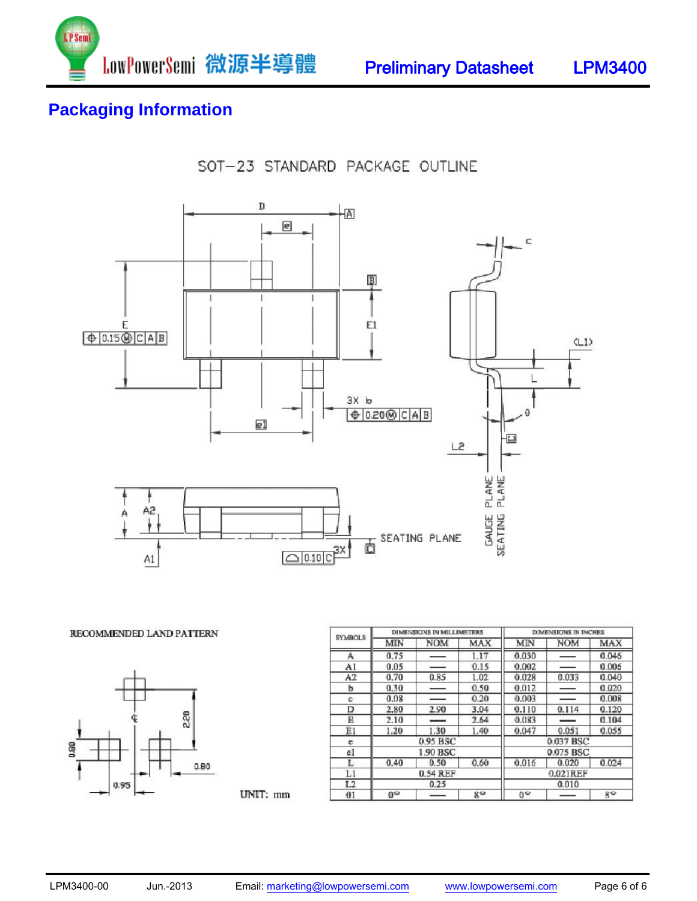## Packaging Information

SOT–23 STANDARD PACKAGE OUTLINE

RECOMMENDED LAND PATTERN

UNIT: mm

| SYMBOLS | DIMENSIONS IN MILLIMETERS | | | DIMENSIONS IN INCHES | | |
|---|---|---|---|---|---|---|
| | MIN | NOM | MAX | MIN | NOM | MAX |
| A | 0.75 | — | 1.17 | 0.030 | — | 0.046 |
| A1 | 0.05 | — | 0.15 | 0.002 | — | 0.006 |
| A2 | 0.70 | 0.85 | 1.02 | 0.028 | 0.033 | 0.040 |
| b | 0.30 | — | 0.50 | 0.012 | — | 0.020 |
| c | 0.08 | — | 0.20 | 0.003 | — | 0.008 |
| D | 2.80 | 2.90 | 3.04 | 0.110 | 0.114 | 0.120 |
| E | 2.10 | — | 2.64 | 0.083 | — | 0.104 |
| E1 | 1.20 | 1.30 | 1.40 | 0.047 | 0.051 | 0.055 |
| e | 0.95 BSC | | | 0.037 BSC | | |
| e1 | 1.90 BSC | | | 0.075 BSC | | |
| L | 0.40 | 0.50 | 0.60 | 0.016 | 0.020 | 0.024 |
| L1 | 0.54 REF | | | 0.021REF | | |
| L2 | 0.25 | | | 0.010 | | |
| θ1 | 0° | — | 8° | 0° | — | 8° |